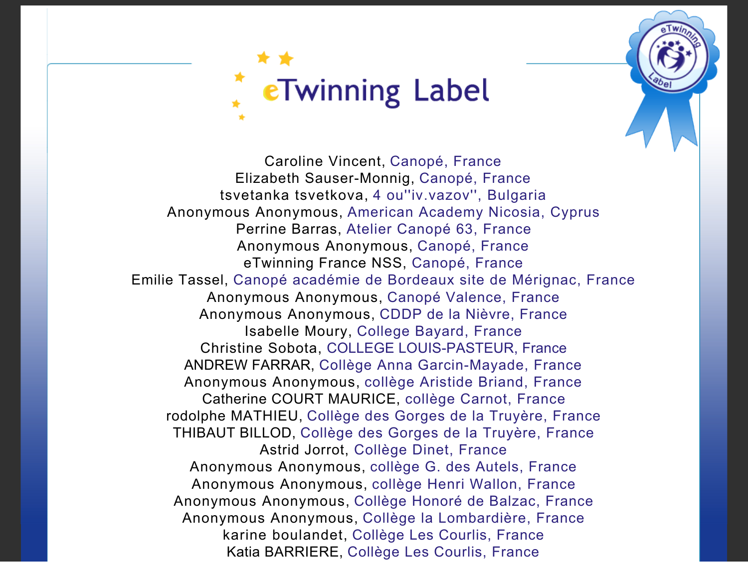# eTwinning Label

Caroline Vincent, Canopé, France
Elizabeth Sauser-Monnig, Canopé, France
tsvetanka tsvetkova, 4 ou''iv.vazov'', Bulgaria
Anonymous Anonymous, American Academy Nicosia, Cyprus
Perrine Barras, Atelier Canopé 63, France
Anonymous Anonymous, Canopé, France
eTwinning France NSS, Canopé, France
Emilie Tassel, Canopé académie de Bordeaux site de Mérignac, France
Anonymous Anonymous, Canopé Valence, France
Anonymous Anonymous, CDDP de la Nièvre, France
Isabelle Moury, College Bayard, France
Christine Sobota, COLLEGE LOUIS-PASTEUR, France
ANDREW FARRAR, Collège Anna Garcin-Mayade, France
Anonymous Anonymous, collège Aristide Briand, France
Catherine COURT MAURICE, collège Carnot, France
rodolphe MATHIEU, Collège des Gorges de la Truyère, France
THIBAUT BILLOD, Collège des Gorges de la Truyère, France
Astrid Jorrot, Collège Dinet, France
Anonymous Anonymous, collège G. des Autels, France
Anonymous Anonymous, collège Henri Wallon, France
Anonymous Anonymous, Collège Honoré de Balzac, France
Anonymous Anonymous, Collège la Lombardière, France
karine boulandet, Collège Les Courlis, France
Katia BARRIERE, Collège Les Courlis, France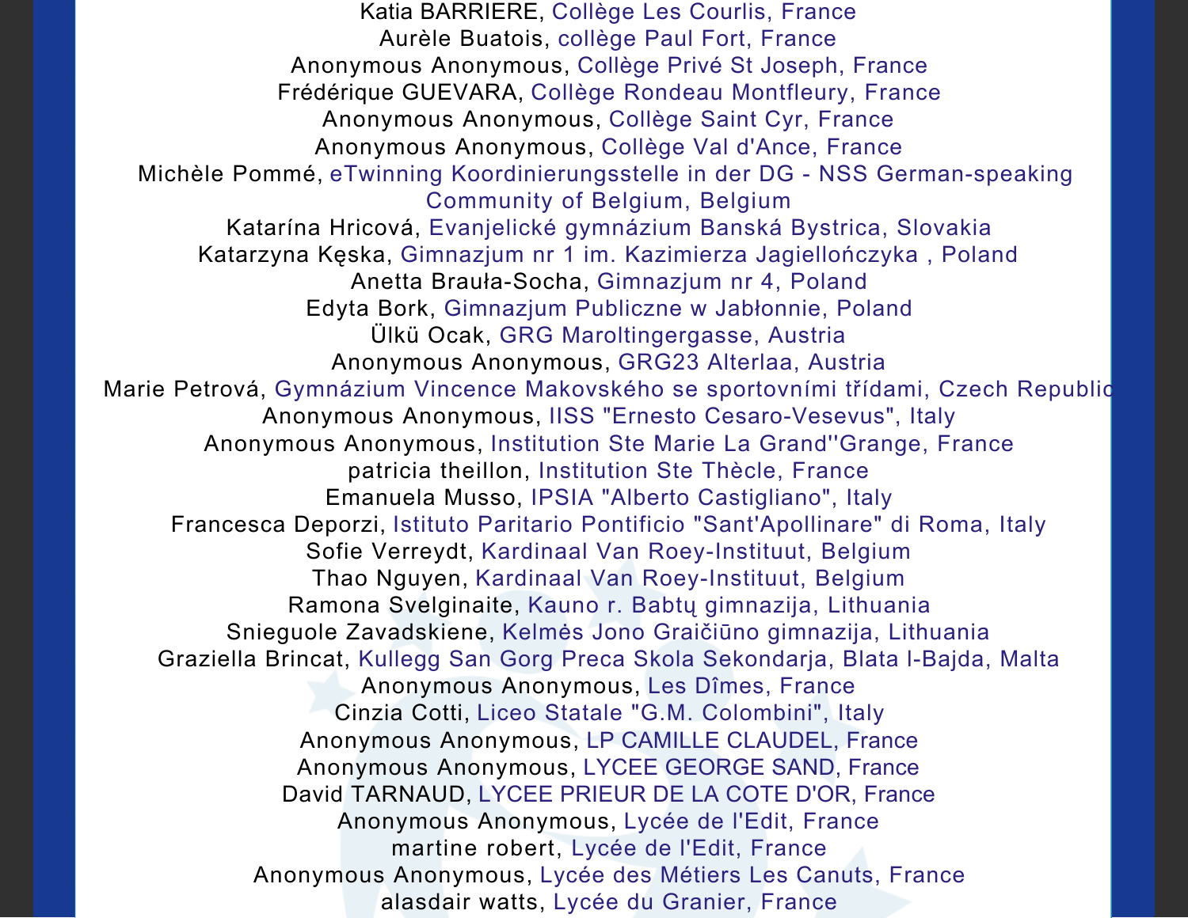Katia BARRIERE, Collège Les Courlis, France
Aurèle Buatois, collège Paul Fort, France
Anonymous Anonymous, Collège Privé St Joseph, France
Frédérique GUEVARA, Collège Rondeau Montfleury, France
Anonymous Anonymous, Collège Saint Cyr, France
Anonymous Anonymous, Collège Val d'Ance, France
Michèle Pommé, eTwinning Koordinierungsstelle in der DG - NSS German-speaking Community of Belgium, Belgium
Katarína Hricová, Evanjelické gymnázium Banská Bystrica, Slovakia
Katarzyna Kęska, Gimnazjum nr 1 im. Kazimierza Jagiellończyka , Poland
Anetta Brauła-Socha, Gimnazjum nr 4, Poland
Edyta Bork, Gimnazjum Publiczne w Jabłonnie, Poland
Ülkü Ocak, GRG Maroltingergasse, Austria
Anonymous Anonymous, GRG23 Alterlaa, Austria
Marie Petrová, Gymnázium Vincence Makovského se sportovními třídami, Czech Republic
Anonymous Anonymous, IISS "Ernesto Cesaro-Vesevus", Italy
Anonymous Anonymous, Institution Ste Marie La Grand''Grange, France
patricia theillon, Institution Ste Thècle, France
Emanuela Musso, IPSIA "Alberto Castigliano", Italy
Francesca Deporzi, Istituto Paritario Pontificio "Sant'Apollinare" di Roma, Italy
Sofie Verreydt, Kardinaal Van Roey-Instituut, Belgium
Thao Nguyen, Kardinaal Van Roey-Instituut, Belgium
Ramona Svelginaite, Kauno r. Babtų gimnazija, Lithuania
Snieguole Zavadskiene, Kelmės Jono Graičiūno gimnazija, Lithuania
Graziella Brincat, Kullegg San Gorg Preca Skola Sekondarja, Blata l-Bajda, Malta
Anonymous Anonymous, Les Dîmes, France
Cinzia Cotti, Liceo Statale "G.M. Colombini", Italy
Anonymous Anonymous, LP CAMILLE CLAUDEL, France
Anonymous Anonymous, LYCEE GEORGE SAND, France
David TARNAUD, LYCEE PRIEUR DE LA COTE D'OR, France
Anonymous Anonymous, Lycée de l'Edit, France
martine robert, Lycée de l'Edit, France
Anonymous Anonymous, Lycée des Métiers Les Canuts, France
alasdair watts, Lycée du Granier, France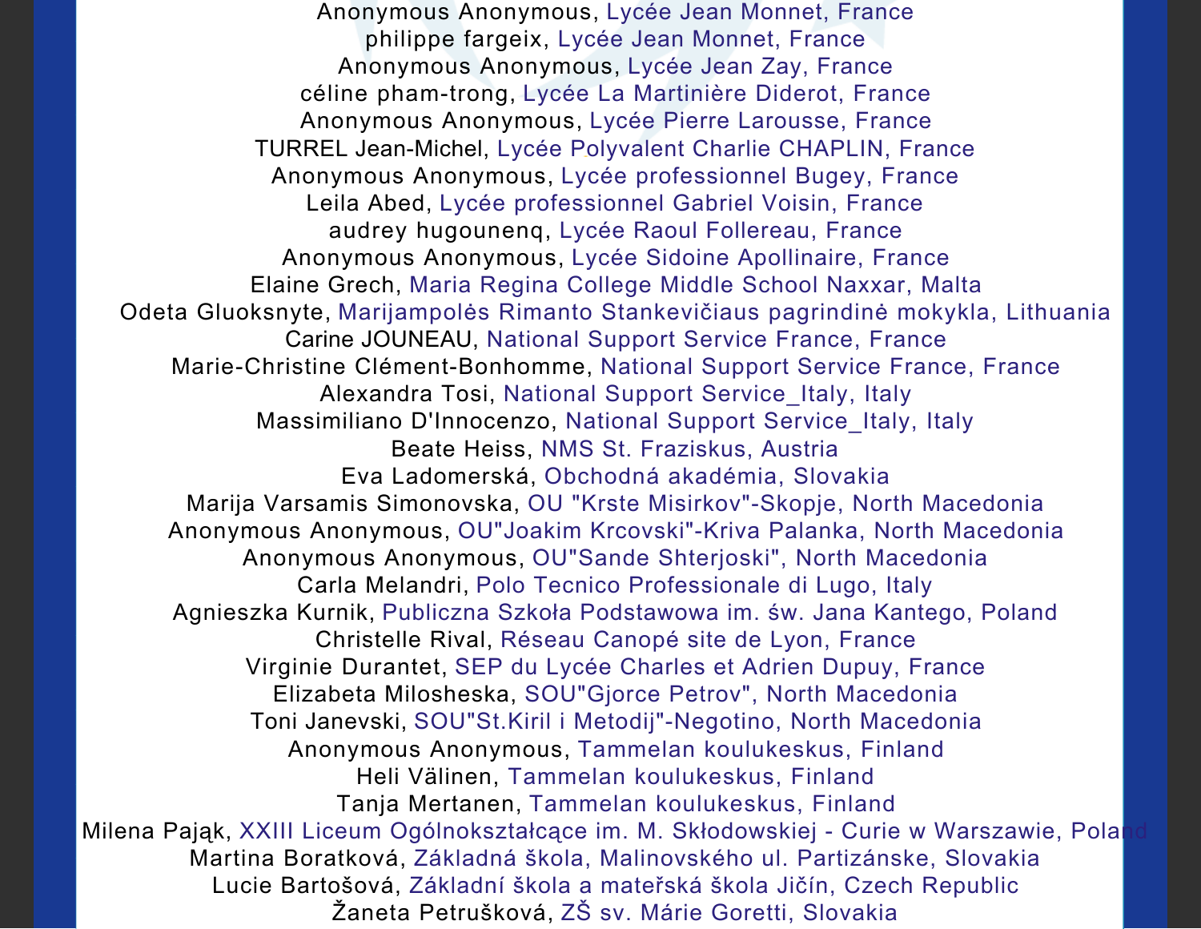Anonymous Anonymous, Lycée Jean Monnet, France
philippe fargeix, Lycée Jean Monnet, France
Anonymous Anonymous, Lycée Jean Zay, France
céline pham-trong, Lycée La Martinière Diderot, France
Anonymous Anonymous, Lycée Pierre Larousse, France
TURREL Jean-Michel, Lycée Polyvalent Charlie CHAPLIN, France
Anonymous Anonymous, Lycée professionnel Bugey, France
Leila Abed, Lycée professionnel Gabriel Voisin, France
audrey hugounenq, Lycée Raoul Follereau, France
Anonymous Anonymous, Lycée Sidoine Apollinaire, France
Elaine Grech, Maria Regina College Middle School Naxxar, Malta
Odeta Gluoksnyte, Marijampolės Rimanto Stankevičiaus pagrindinė mokykla, Lithuania
Carine JOUNEAU, National Support Service France, France
Marie-Christine Clément-Bonhomme, National Support Service France, France
Alexandra Tosi, National Support Service_Italy, Italy
Massimiliano D'Innocenzo, National Support Service_Italy, Italy
Beate Heiss, NMS St. Fraziskus, Austria
Eva Ladomerská, Obchodná akadémia, Slovakia
Marija Varsamis Simonovska, OU "Krste Misirkov"-Skopje, North Macedonia
Anonymous Anonymous, OU"Joakim Krcovski"-Kriva Palanka, North Macedonia
Anonymous Anonymous, OU"Sande Shterjoski", North Macedonia
Carla Melandri, Polo Tecnico Professionale di Lugo, Italy
Agnieszka Kurnik, Publiczna Szkoła Podstawowa im. św. Jana Kantego, Poland
Christelle Rival, Réseau Canopé site de Lyon, France
Virginie Durantet, SEP du Lycée Charles et Adrien Dupuy, France
Elizabeta Milosheska, SOU"Gjorce Petrov", North Macedonia
Toni Janevski, SOU"St.Kiril i Metodij"-Negotino, North Macedonia
Anonymous Anonymous, Tammelan koulukeskus, Finland
Heli Välinen, Tammelan koulukeskus, Finland
Tanja Mertanen, Tammelan koulukeskus, Finland
Milena Pająk, XXIII Liceum Ogólnokształcące im. M. Skłodowskiej - Curie w Warszawie, Poland
Martina Boratková, Základná škola, Malinovského ul. Partizánske, Slovakia
Lucie Bartošová, Základní škola a mateřská škola Jičín, Czech Republic
Žaneta Petrušková, ZŠ sv. Márie Goretti, Slovakia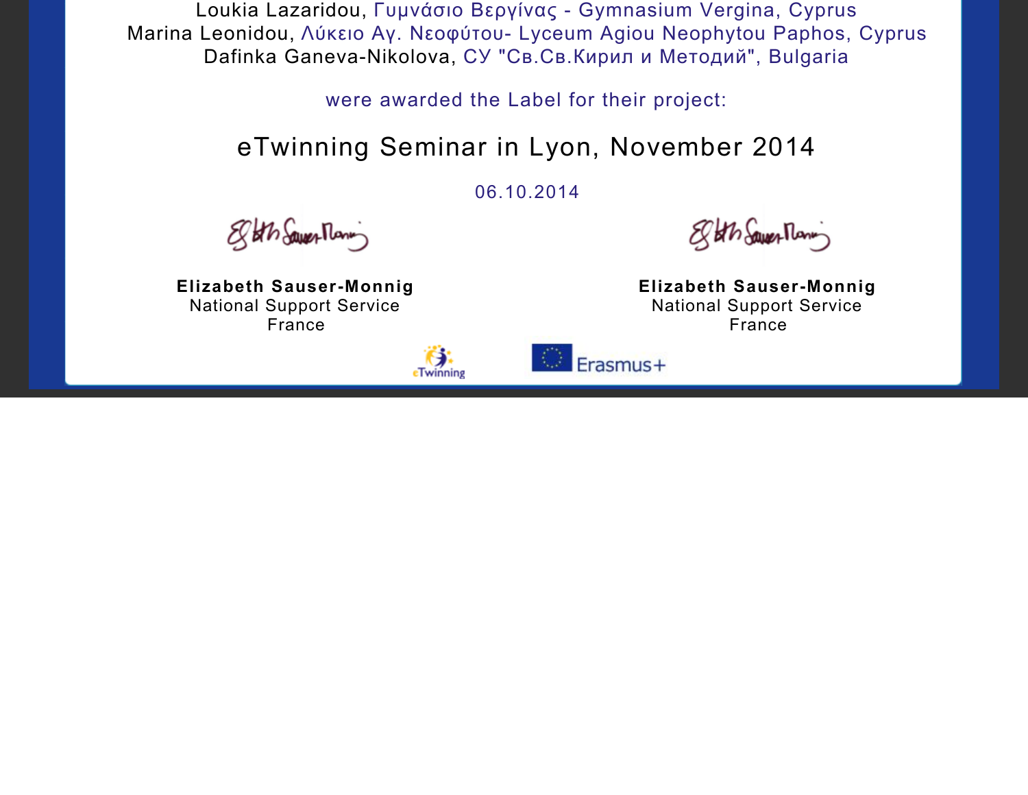Loukia Lazaridou, Γυμνάσιο Βεργίνας - Gymnasium Vergina, Cyprus
Marina Leonidou, Λύκειο Αγ. Νεοφύτου- Lyceum Agiou Neophytou Paphos, Cyprus
Dafinka Ganeva-Nikolova, СУ "Св.Св.Кирил и Методий", Bulgaria

were awarded the Label for their project:

eTwinning Seminar in Lyon, November 2014

06.10.2014

**Elizabeth Sauser-Monnig**
National Support Service
France

**Elizabeth Sauser-Monnig**
National Support Service
France

eTwinning

Erasmus+